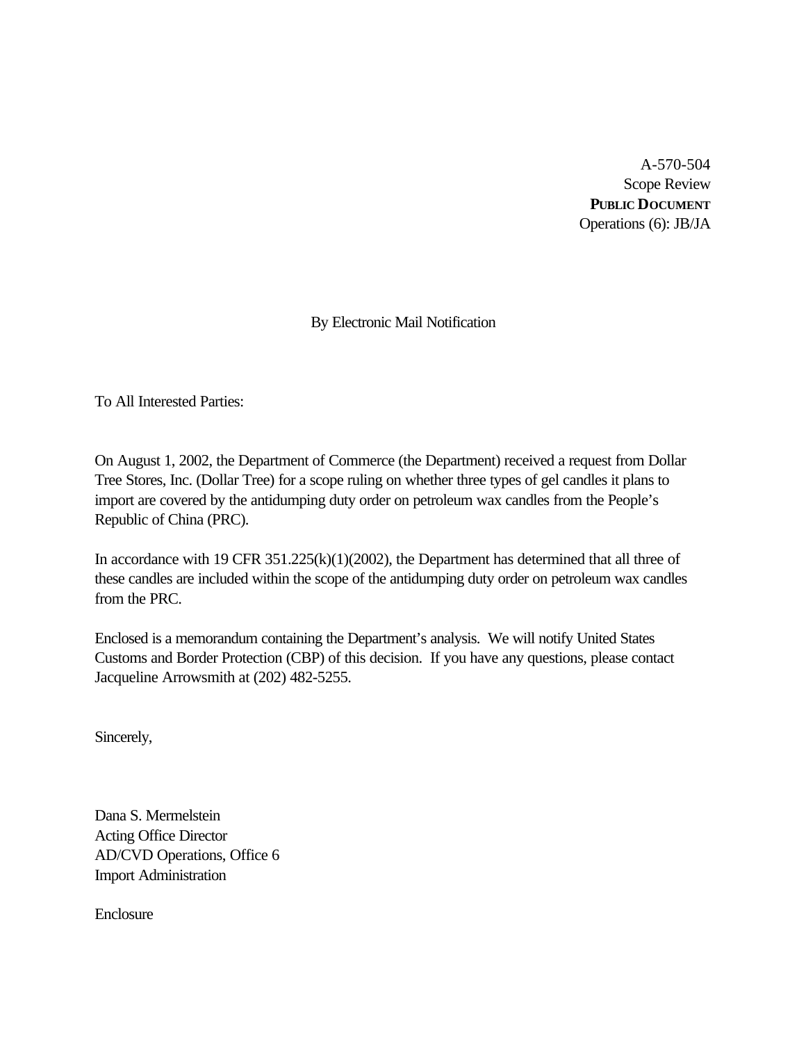A-570-504
Scope Review
**PUBLIC DOCUMENT**
Operations (6): JB/JA

By Electronic Mail Notification

To All Interested Parties:

On August 1, 2002, the Department of Commerce (the Department) received a request from Dollar Tree Stores, Inc. (Dollar Tree) for a scope ruling on whether three types of gel candles it plans to import are covered by the antidumping duty order on petroleum wax candles from the People's Republic of China (PRC).

In accordance with 19 CFR 351.225(k)(1)(2002), the Department has determined that all three of these candles are included within the scope of the antidumping duty order on petroleum wax candles from the PRC.

Enclosed is a memorandum containing the Department's analysis. We will notify United States Customs and Border Protection (CBP) of this decision. If you have any questions, please contact Jacqueline Arrowsmith at (202) 482-5255.

Sincerely,

Dana S. Mermelstein
Acting Office Director
AD/CVD Operations, Office 6
Import Administration

Enclosure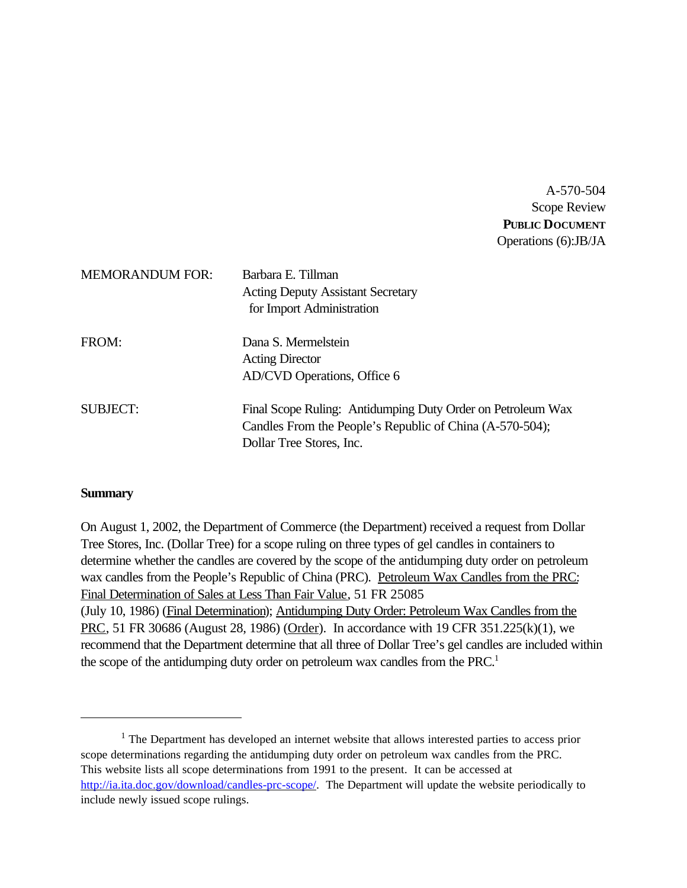A-570-504
Scope Review
**PUBLIC DOCUMENT**
Operations (6):JB/JA

MEMORANDUM FOR: Barbara E. Tillman
Acting Deputy Assistant Secretary
for Import Administration

FROM: Dana S. Mermelstein
Acting Director
AD/CVD Operations, Office 6

SUBJECT: Final Scope Ruling: Antidumping Duty Order on Petroleum Wax Candles From the People's Republic of China (A-570-504); Dollar Tree Stores, Inc.

**Summary**

On August 1, 2002, the Department of Commerce (the Department) received a request from Dollar Tree Stores, Inc. (Dollar Tree) for a scope ruling on three types of gel candles in containers to determine whether the candles are covered by the scope of the antidumping duty order on petroleum wax candles from the People's Republic of China (PRC). Petroleum Wax Candles from the PRC: Final Determination of Sales at Less Than Fair Value, 51 FR 25085 (July 10, 1986) (Final Determination); Antidumping Duty Order: Petroleum Wax Candles from the PRC, 51 FR 30686 (August 28, 1986) (Order). In accordance with 19 CFR 351.225(k)(1), we recommend that the Department determine that all three of Dollar Tree's gel candles are included within the scope of the antidumping duty order on petroleum wax candles from the PRC.[1]

[1] The Department has developed an internet website that allows interested parties to access prior scope determinations regarding the antidumping duty order on petroleum wax candles from the PRC. This website lists all scope determinations from 1991 to the present. It can be accessed at http://ia.ita.doc.gov/download/candles-prc-scope/. The Department will update the website periodically to include newly issued scope rulings.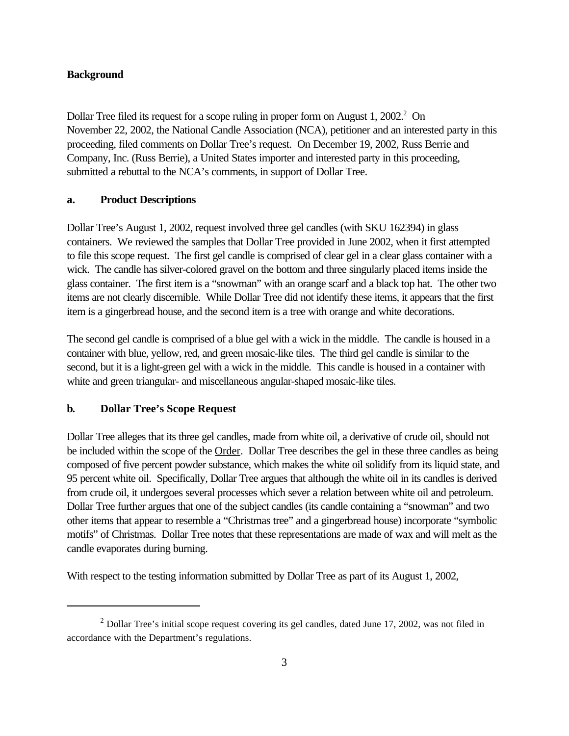**Background**

Dollar Tree filed its request for a scope ruling in proper form on August 1, 2002.[2] On November 22, 2002, the National Candle Association (NCA), petitioner and an interested party in this proceeding, filed comments on Dollar Tree's request. On December 19, 2002, Russ Berrie and Company, Inc. (Russ Berrie), a United States importer and interested party in this proceeding, submitted a rebuttal to the NCA's comments, in support of Dollar Tree.

**a. Product Descriptions**

Dollar Tree's August 1, 2002, request involved three gel candles (with SKU 162394) in glass containers. We reviewed the samples that Dollar Tree provided in June 2002, when it first attempted to file this scope request. The first gel candle is comprised of clear gel in a clear glass container with a wick. The candle has silver-colored gravel on the bottom and three singularly placed items inside the glass container. The first item is a "snowman" with an orange scarf and a black top hat. The other two items are not clearly discernible. While Dollar Tree did not identify these items, it appears that the first item is a gingerbread house, and the second item is a tree with orange and white decorations.

The second gel candle is comprised of a blue gel with a wick in the middle. The candle is housed in a container with blue, yellow, red, and green mosaic-like tiles. The third gel candle is similar to the second, but it is a light-green gel with a wick in the middle. This candle is housed in a container with white and green triangular- and miscellaneous angular-shaped mosaic-like tiles.

**b. Dollar Tree's Scope Request**

Dollar Tree alleges that its three gel candles, made from white oil, a derivative of crude oil, should not be included within the scope of the Order. Dollar Tree describes the gel in these three candles as being composed of five percent powder substance, which makes the white oil solidify from its liquid state, and 95 percent white oil. Specifically, Dollar Tree argues that although the white oil in its candles is derived from crude oil, it undergoes several processes which sever a relation between white oil and petroleum. Dollar Tree further argues that one of the subject candles (its candle containing a "snowman" and two other items that appear to resemble a "Christmas tree" and a gingerbread house) incorporate "symbolic motifs" of Christmas. Dollar Tree notes that these representations are made of wax and will melt as the candle evaporates during burning.

With respect to the testing information submitted by Dollar Tree as part of its August 1, 2002,

---

[2] Dollar Tree's initial scope request covering its gel candles, dated June 17, 2002, was not filed in accordance with the Department's regulations.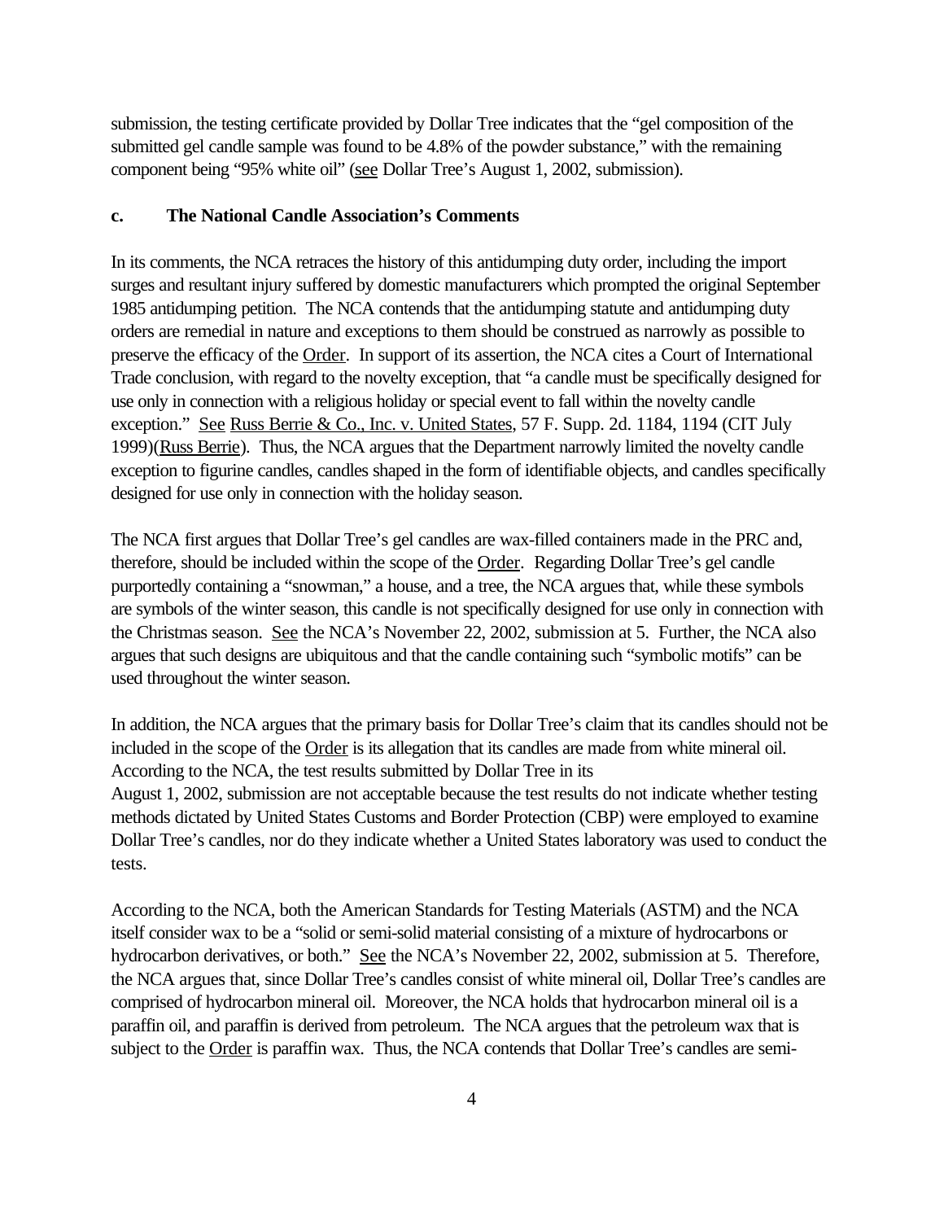submission, the testing certificate provided by Dollar Tree indicates that the "gel composition of the submitted gel candle sample was found to be 4.8% of the powder substance," with the remaining component being "95% white oil" (see Dollar Tree's August 1, 2002, submission).

### c. The National Candle Association's Comments

In its comments, the NCA retraces the history of this antidumping duty order, including the import surges and resultant injury suffered by domestic manufacturers which prompted the original September 1985 antidumping petition. The NCA contends that the antidumping statute and antidumping duty orders are remedial in nature and exceptions to them should be construed as narrowly as possible to preserve the efficacy of the Order. In support of its assertion, the NCA cites a Court of International Trade conclusion, with regard to the novelty exception, that "a candle must be specifically designed for use only in connection with a religious holiday or special event to fall within the novelty candle exception." See Russ Berrie & Co., Inc. v. United States, 57 F. Supp. 2d. 1184, 1194 (CIT July 1999)(Russ Berrie). Thus, the NCA argues that the Department narrowly limited the novelty candle exception to figurine candles, candles shaped in the form of identifiable objects, and candles specifically designed for use only in connection with the holiday season.

The NCA first argues that Dollar Tree's gel candles are wax-filled containers made in the PRC and, therefore, should be included within the scope of the Order. Regarding Dollar Tree's gel candle purportedly containing a "snowman," a house, and a tree, the NCA argues that, while these symbols are symbols of the winter season, this candle is not specifically designed for use only in connection with the Christmas season. See the NCA's November 22, 2002, submission at 5. Further, the NCA also argues that such designs are ubiquitous and that the candle containing such "symbolic motifs" can be used throughout the winter season.

In addition, the NCA argues that the primary basis for Dollar Tree's claim that its candles should not be included in the scope of the Order is its allegation that its candles are made from white mineral oil. According to the NCA, the test results submitted by Dollar Tree in its August 1, 2002, submission are not acceptable because the test results do not indicate whether testing methods dictated by United States Customs and Border Protection (CBP) were employed to examine Dollar Tree's candles, nor do they indicate whether a United States laboratory was used to conduct the tests.

According to the NCA, both the American Standards for Testing Materials (ASTM) and the NCA itself consider wax to be a "solid or semi-solid material consisting of a mixture of hydrocarbons or hydrocarbon derivatives, or both." See the NCA's November 22, 2002, submission at 5. Therefore, the NCA argues that, since Dollar Tree's candles consist of white mineral oil, Dollar Tree's candles are comprised of hydrocarbon mineral oil. Moreover, the NCA holds that hydrocarbon mineral oil is a paraffin oil, and paraffin is derived from petroleum. The NCA argues that the petroleum wax that is subject to the Order is paraffin wax. Thus, the NCA contends that Dollar Tree's candles are semi-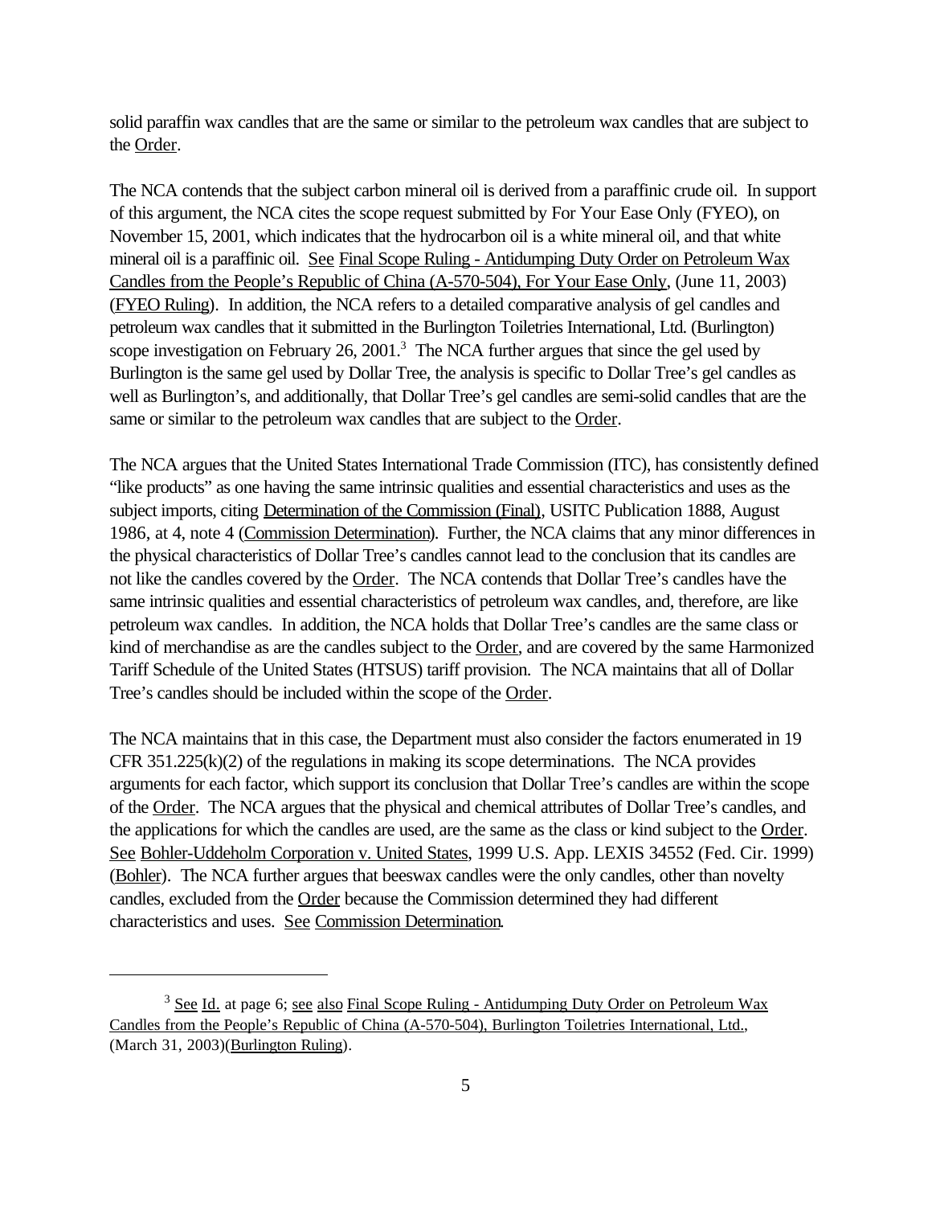solid paraffin wax candles that are the same or similar to the petroleum wax candles that are subject to the Order.

The NCA contends that the subject carbon mineral oil is derived from a paraffinic crude oil. In support of this argument, the NCA cites the scope request submitted by For Your Ease Only (FYEO), on November 15, 2001, which indicates that the hydrocarbon oil is a white mineral oil, and that white mineral oil is a paraffinic oil. See Final Scope Ruling - Antidumping Duty Order on Petroleum Wax Candles from the People's Republic of China (A-570-504), For Your Ease Only, (June 11, 2003) (FYEO Ruling). In addition, the NCA refers to a detailed comparative analysis of gel candles and petroleum wax candles that it submitted in the Burlington Toiletries International, Ltd. (Burlington) scope investigation on February 26, 2001.[3] The NCA further argues that since the gel used by Burlington is the same gel used by Dollar Tree, the analysis is specific to Dollar Tree's gel candles as well as Burlington's, and additionally, that Dollar Tree's gel candles are semi-solid candles that are the same or similar to the petroleum wax candles that are subject to the Order.

The NCA argues that the United States International Trade Commission (ITC), has consistently defined "like products" as one having the same intrinsic qualities and essential characteristics and uses as the subject imports, citing Determination of the Commission (Final), USITC Publication 1888, August 1986, at 4, note 4 (Commission Determination). Further, the NCA claims that any minor differences in the physical characteristics of Dollar Tree's candles cannot lead to the conclusion that its candles are not like the candles covered by the Order. The NCA contends that Dollar Tree's candles have the same intrinsic qualities and essential characteristics of petroleum wax candles, and, therefore, are like petroleum wax candles. In addition, the NCA holds that Dollar Tree's candles are the same class or kind of merchandise as are the candles subject to the Order, and are covered by the same Harmonized Tariff Schedule of the United States (HTSUS) tariff provision. The NCA maintains that all of Dollar Tree's candles should be included within the scope of the Order.

The NCA maintains that in this case, the Department must also consider the factors enumerated in 19 CFR 351.225(k)(2) of the regulations in making its scope determinations. The NCA provides arguments for each factor, which support its conclusion that Dollar Tree's candles are within the scope of the Order. The NCA argues that the physical and chemical attributes of Dollar Tree's candles, and the applications for which the candles are used, are the same as the class or kind subject to the Order. See Bohler-Uddeholm Corporation v. United States, 1999 U.S. App. LEXIS 34552 (Fed. Cir. 1999) (Bohler). The NCA further argues that beeswax candles were the only candles, other than novelty candles, excluded from the Order because the Commission determined they had different characteristics and uses. See Commission Determination.

---

[3] See Id. at page 6; see also Final Scope Ruling - Antidumping Duty Order on Petroleum Wax Candles from the People's Republic of China (A-570-504), Burlington Toiletries International, Ltd., (March 31, 2003)(Burlington Ruling).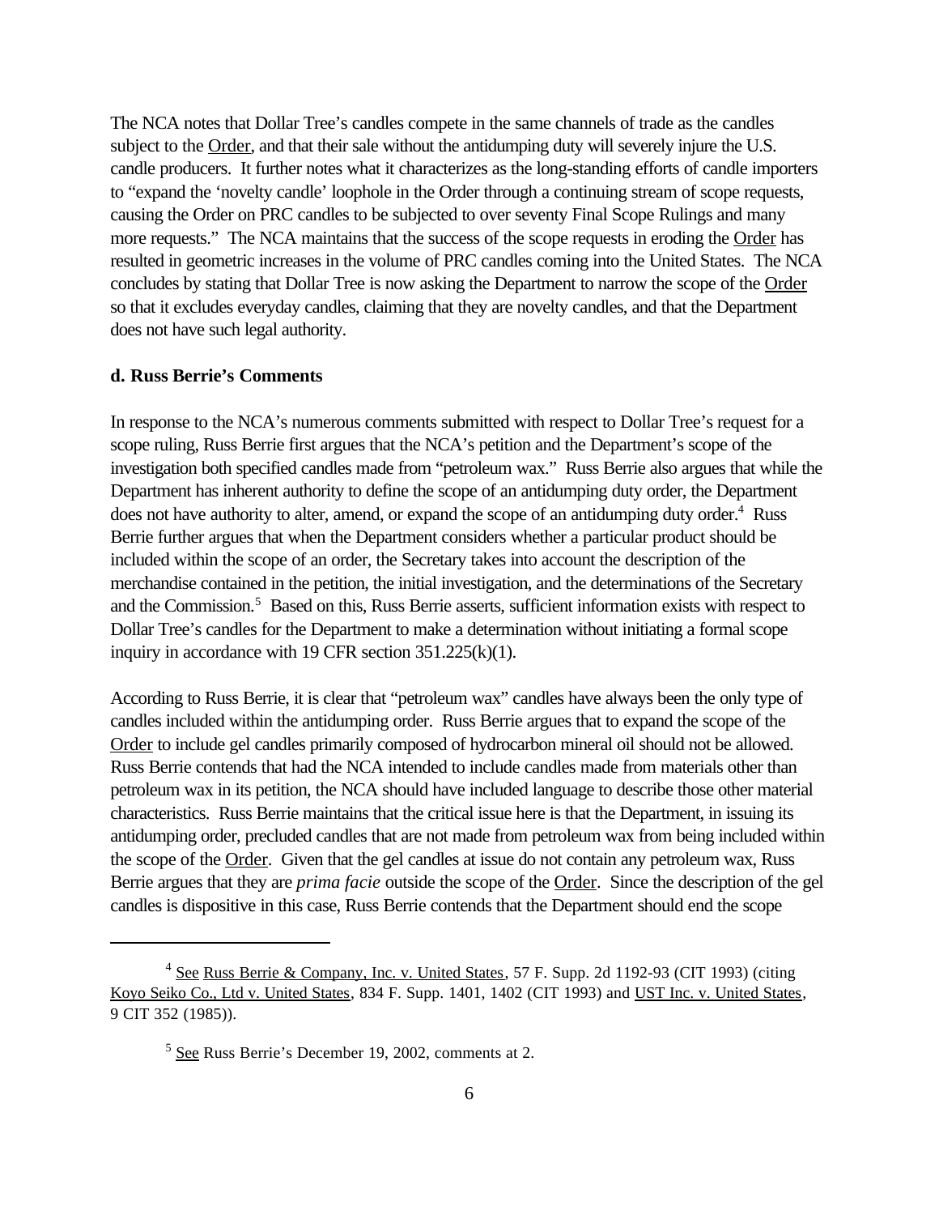The NCA notes that Dollar Tree's candles compete in the same channels of trade as the candles subject to the Order, and that their sale without the antidumping duty will severely injure the U.S. candle producers. It further notes what it characterizes as the long-standing efforts of candle importers to "expand the 'novelty candle' loophole in the Order through a continuing stream of scope requests, causing the Order on PRC candles to be subjected to over seventy Final Scope Rulings and many more requests." The NCA maintains that the success of the scope requests in eroding the Order has resulted in geometric increases in the volume of PRC candles coming into the United States. The NCA concludes by stating that Dollar Tree is now asking the Department to narrow the scope of the Order so that it excludes everyday candles, claiming that they are novelty candles, and that the Department does not have such legal authority.

**d. Russ Berrie's Comments**

In response to the NCA's numerous comments submitted with respect to Dollar Tree's request for a scope ruling, Russ Berrie first argues that the NCA's petition and the Department's scope of the investigation both specified candles made from "petroleum wax." Russ Berrie also argues that while the Department has inherent authority to define the scope of an antidumping duty order, the Department does not have authority to alter, amend, or expand the scope of an antidumping duty order.[4] Russ Berrie further argues that when the Department considers whether a particular product should be included within the scope of an order, the Secretary takes into account the description of the merchandise contained in the petition, the initial investigation, and the determinations of the Secretary and the Commission.[5] Based on this, Russ Berrie asserts, sufficient information exists with respect to Dollar Tree's candles for the Department to make a determination without initiating a formal scope inquiry in accordance with 19 CFR section 351.225(k)(1).

According to Russ Berrie, it is clear that "petroleum wax" candles have always been the only type of candles included within the antidumping order. Russ Berrie argues that to expand the scope of the Order to include gel candles primarily composed of hydrocarbon mineral oil should not be allowed. Russ Berrie contends that had the NCA intended to include candles made from materials other than petroleum wax in its petition, the NCA should have included language to describe those other material characteristics. Russ Berrie maintains that the critical issue here is that the Department, in issuing its antidumping order, precluded candles that are not made from petroleum wax from being included within the scope of the Order. Given that the gel candles at issue do not contain any petroleum wax, Russ Berrie argues that they are *prima facie* outside the scope of the Order. Since the description of the gel candles is dispositive in this case, Russ Berrie contends that the Department should end the scope

---

[4] See Russ Berrie & Company, Inc. v. United States, 57 F. Supp. 2d 1192-93 (CIT 1993) (citing Koyo Seiko Co., Ltd v. United States, 834 F. Supp. 1401, 1402 (CIT 1993) and UST Inc. v. United States, 9 CIT 352 (1985)).

[5] See Russ Berrie's December 19, 2002, comments at 2.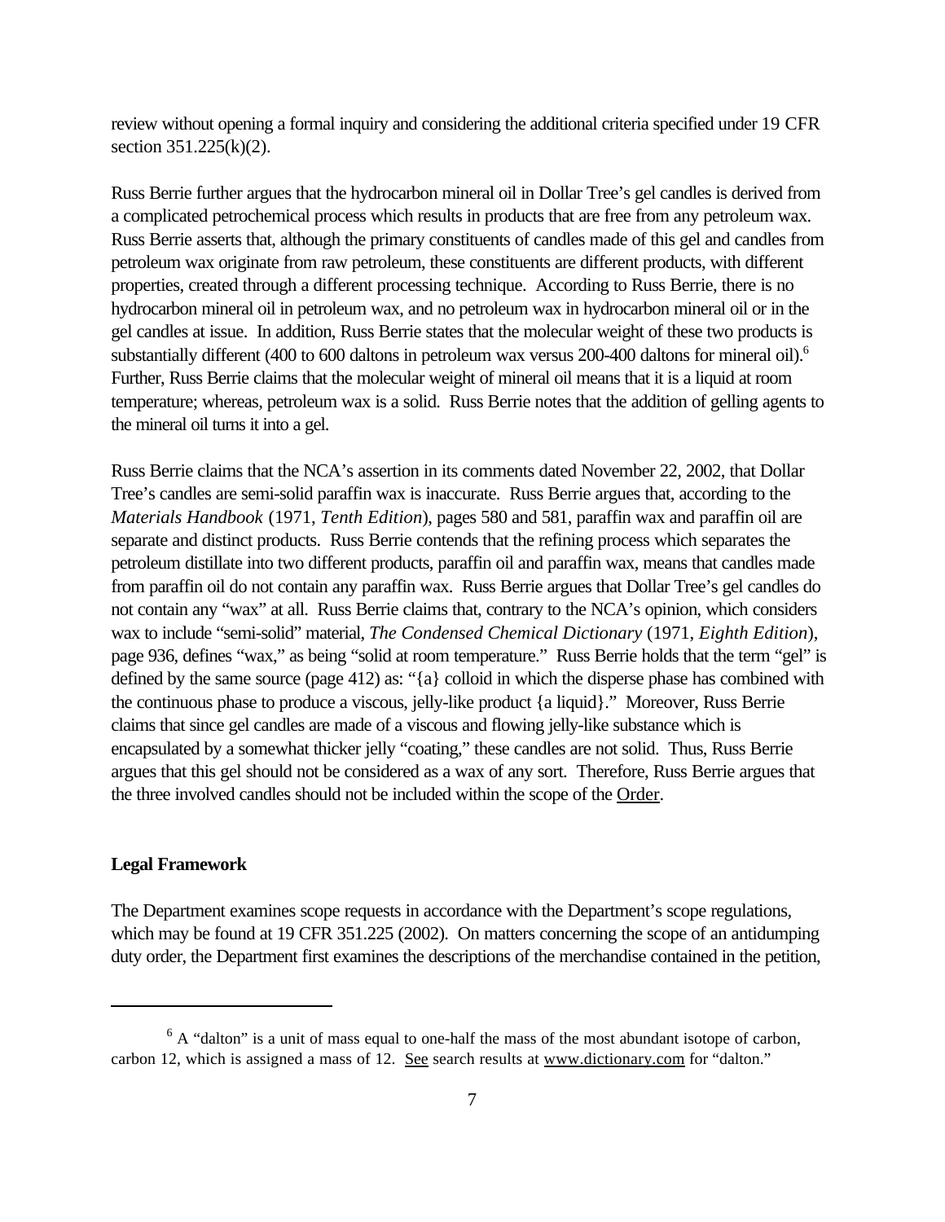review without opening a formal inquiry and considering the additional criteria specified under 19 CFR section 351.225(k)(2).

Russ Berrie further argues that the hydrocarbon mineral oil in Dollar Tree's gel candles is derived from a complicated petrochemical process which results in products that are free from any petroleum wax. Russ Berrie asserts that, although the primary constituents of candles made of this gel and candles from petroleum wax originate from raw petroleum, these constituents are different products, with different properties, created through a different processing technique. According to Russ Berrie, there is no hydrocarbon mineral oil in petroleum wax, and no petroleum wax in hydrocarbon mineral oil or in the gel candles at issue. In addition, Russ Berrie states that the molecular weight of these two products is substantially different (400 to 600 daltons in petroleum wax versus 200-400 daltons for mineral oil).[6] Further, Russ Berrie claims that the molecular weight of mineral oil means that it is a liquid at room temperature; whereas, petroleum wax is a solid. Russ Berrie notes that the addition of gelling agents to the mineral oil turns it into a gel.

Russ Berrie claims that the NCA's assertion in its comments dated November 22, 2002, that Dollar Tree's candles are semi-solid paraffin wax is inaccurate. Russ Berrie argues that, according to the *Materials Handbook* (1971, *Tenth Edition*), pages 580 and 581, paraffin wax and paraffin oil are separate and distinct products. Russ Berrie contends that the refining process which separates the petroleum distillate into two different products, paraffin oil and paraffin wax, means that candles made from paraffin oil do not contain any paraffin wax. Russ Berrie argues that Dollar Tree's gel candles do not contain any "wax" at all. Russ Berrie claims that, contrary to the NCA's opinion, which considers wax to include "semi-solid" material, *The Condensed Chemical Dictionary* (1971, *Eighth Edition*), page 936, defines "wax," as being "solid at room temperature." Russ Berrie holds that the term "gel" is defined by the same source (page 412) as: "{a} colloid in which the disperse phase has combined with the continuous phase to produce a viscous, jelly-like product {a liquid}." Moreover, Russ Berrie claims that since gel candles are made of a viscous and flowing jelly-like substance which is encapsulated by a somewhat thicker jelly "coating," these candles are not solid. Thus, Russ Berrie argues that this gel should not be considered as a wax of any sort. Therefore, Russ Berrie argues that the three involved candles should not be included within the scope of the Order.

**Legal Framework**

The Department examines scope requests in accordance with the Department's scope regulations, which may be found at 19 CFR 351.225 (2002). On matters concerning the scope of an antidumping duty order, the Department first examines the descriptions of the merchandise contained in the petition,

---

[6] A "dalton" is a unit of mass equal to one-half the mass of the most abundant isotope of carbon, carbon 12, which is assigned a mass of 12. See search results at www.dictionary.com for "dalton."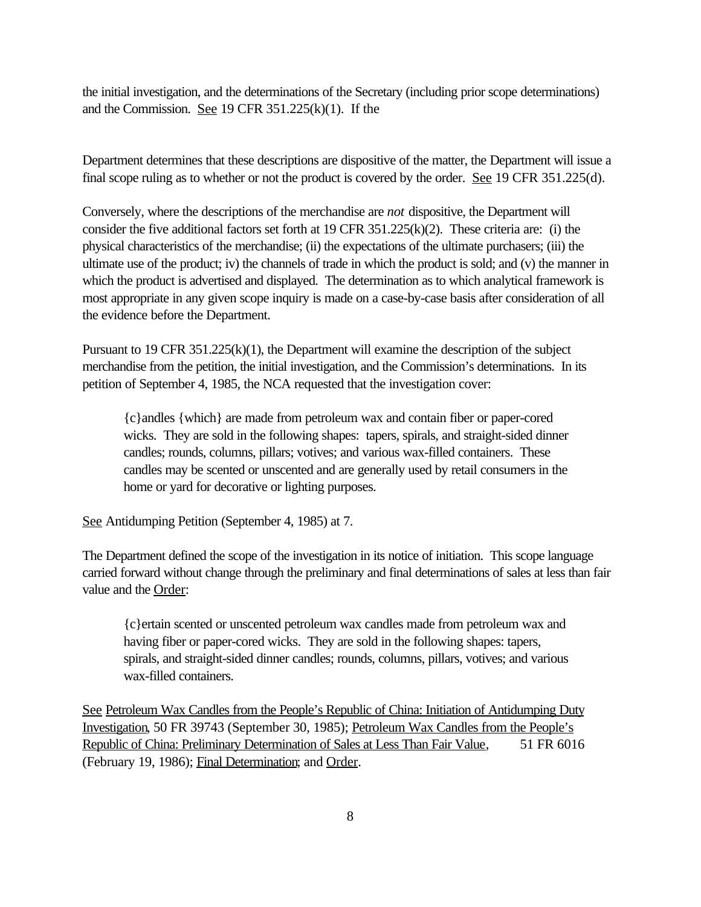the initial investigation, and the determinations of the Secretary (including prior scope determinations) and the Commission. See 19 CFR 351.225(k)(1). If the

Department determines that these descriptions are dispositive of the matter, the Department will issue a final scope ruling as to whether or not the product is covered by the order. See 19 CFR 351.225(d).

Conversely, where the descriptions of the merchandise are *not* dispositive, the Department will consider the five additional factors set forth at 19 CFR 351.225(k)(2). These criteria are: (i) the physical characteristics of the merchandise; (ii) the expectations of the ultimate purchasers; (iii) the ultimate use of the product; iv) the channels of trade in which the product is sold; and (v) the manner in which the product is advertised and displayed. The determination as to which analytical framework is most appropriate in any given scope inquiry is made on a case-by-case basis after consideration of all the evidence before the Department.

Pursuant to 19 CFR 351.225(k)(1), the Department will examine the description of the subject merchandise from the petition, the initial investigation, and the Commission's determinations. In its petition of September 4, 1985, the NCA requested that the investigation cover:

> {c}andles {which} are made from petroleum wax and contain fiber or paper-cored wicks. They are sold in the following shapes: tapers, spirals, and straight-sided dinner candles; rounds, columns, pillars; votives; and various wax-filled containers. These candles may be scented or unscented and are generally used by retail consumers in the home or yard for decorative or lighting purposes.

See Antidumping Petition (September 4, 1985) at 7.

The Department defined the scope of the investigation in its notice of initiation. This scope language carried forward without change through the preliminary and final determinations of sales at less than fair value and the Order:

> {c}ertain scented or unscented petroleum wax candles made from petroleum wax and having fiber or paper-cored wicks. They are sold in the following shapes: tapers, spirals, and straight-sided dinner candles; rounds, columns, pillars, votives; and various wax-filled containers.

See Petroleum Wax Candles from the People's Republic of China: Initiation of Antidumping Duty Investigation, 50 FR 39743 (September 30, 1985); Petroleum Wax Candles from the People's Republic of China: Preliminary Determination of Sales at Less Than Fair Value, 51 FR 6016 (February 19, 1986); Final Determination; and Order.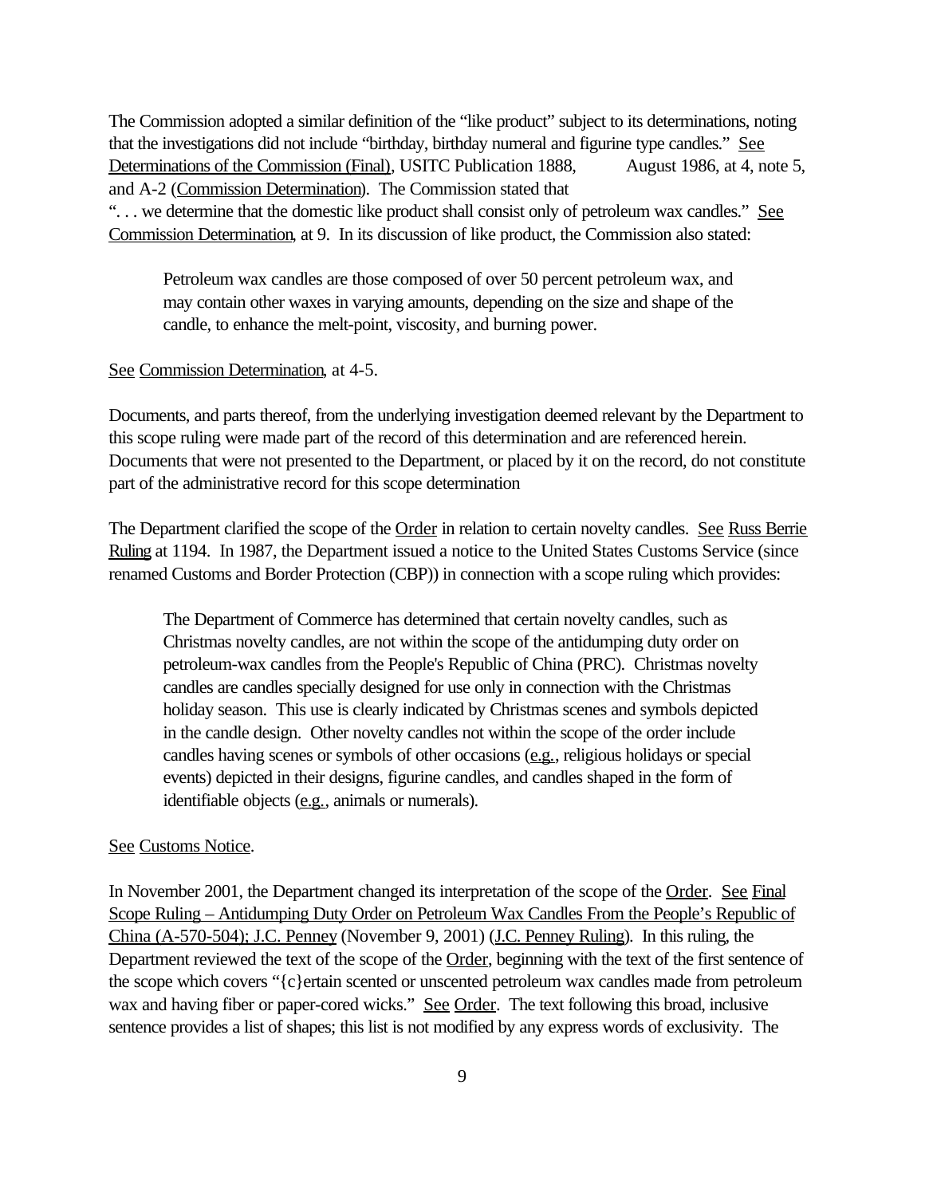The Commission adopted a similar definition of the "like product" subject to its determinations, noting that the investigations did not include "birthday, birthday numeral and figurine type candles." See Determinations of the Commission (Final), USITC Publication 1888, August 1986, at 4, note 5, and A-2 (Commission Determination). The Commission stated that ". . . we determine that the domestic like product shall consist only of petroleum wax candles." See Commission Determination, at 9. In its discussion of like product, the Commission also stated:

> Petroleum wax candles are those composed of over 50 percent petroleum wax, and may contain other waxes in varying amounts, depending on the size and shape of the candle, to enhance the melt-point, viscosity, and burning power.

See Commission Determination, at 4-5.

Documents, and parts thereof, from the underlying investigation deemed relevant by the Department to this scope ruling were made part of the record of this determination and are referenced herein. Documents that were not presented to the Department, or placed by it on the record, do not constitute part of the administrative record for this scope determination

The Department clarified the scope of the Order in relation to certain novelty candles. See Russ Berrie Ruling at 1194. In 1987, the Department issued a notice to the United States Customs Service (since renamed Customs and Border Protection (CBP)) in connection with a scope ruling which provides:

> The Department of Commerce has determined that certain novelty candles, such as Christmas novelty candles, are not within the scope of the antidumping duty order on petroleum-wax candles from the People's Republic of China (PRC). Christmas novelty candles are candles specially designed for use only in connection with the Christmas holiday season. This use is clearly indicated by Christmas scenes and symbols depicted in the candle design. Other novelty candles not within the scope of the order include candles having scenes or symbols of other occasions (e.g., religious holidays or special events) depicted in their designs, figurine candles, and candles shaped in the form of identifiable objects (e.g., animals or numerals).

See Customs Notice.

In November 2001, the Department changed its interpretation of the scope of the Order. See Final Scope Ruling – Antidumping Duty Order on Petroleum Wax Candles From the People's Republic of China (A-570-504); J.C. Penney (November 9, 2001) (J.C. Penney Ruling). In this ruling, the Department reviewed the text of the scope of the Order, beginning with the text of the first sentence of the scope which covers "{c}ertain scented or unscented petroleum wax candles made from petroleum wax and having fiber or paper-cored wicks." See Order. The text following this broad, inclusive sentence provides a list of shapes; this list is not modified by any express words of exclusivity. The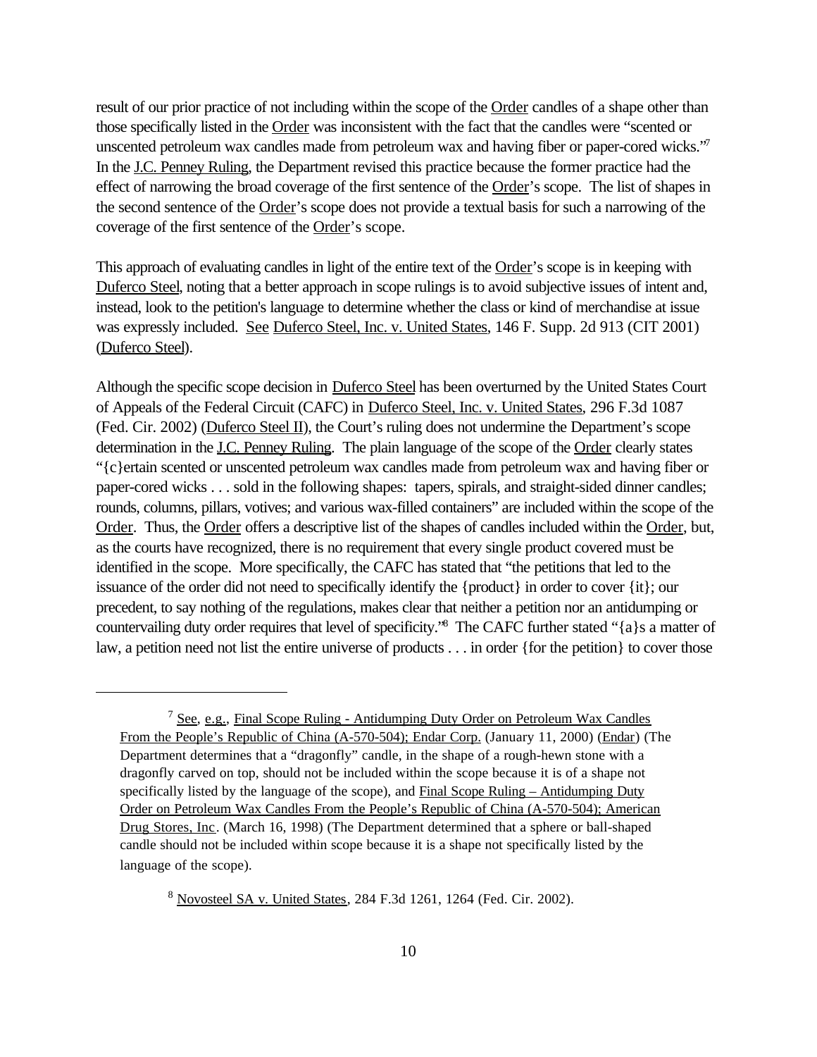result of our prior practice of not including within the scope of the Order candles of a shape other than those specifically listed in the Order was inconsistent with the fact that the candles were "scented or unscented petroleum wax candles made from petroleum wax and having fiber or paper-cored wicks."[7] In the J.C. Penney Ruling, the Department revised this practice because the former practice had the effect of narrowing the broad coverage of the first sentence of the Order's scope. The list of shapes in the second sentence of the Order's scope does not provide a textual basis for such a narrowing of the coverage of the first sentence of the Order's scope.

This approach of evaluating candles in light of the entire text of the Order's scope is in keeping with Duferco Steel, noting that a better approach in scope rulings is to avoid subjective issues of intent and, instead, look to the petition's language to determine whether the class or kind of merchandise at issue was expressly included. See Duferco Steel, Inc. v. United States, 146 F. Supp. 2d 913 (CIT 2001) (Duferco Steel).

Although the specific scope decision in Duferco Steel has been overturned by the United States Court of Appeals of the Federal Circuit (CAFC) in Duferco Steel, Inc. v. United States, 296 F.3d 1087 (Fed. Cir. 2002) (Duferco Steel II), the Court's ruling does not undermine the Department's scope determination in the J.C. Penney Ruling. The plain language of the scope of the Order clearly states "{c}ertain scented or unscented petroleum wax candles made from petroleum wax and having fiber or paper-cored wicks . . . sold in the following shapes: tapers, spirals, and straight-sided dinner candles; rounds, columns, pillars, votives; and various wax-filled containers" are included within the scope of the Order. Thus, the Order offers a descriptive list of the shapes of candles included within the Order, but, as the courts have recognized, there is no requirement that every single product covered must be identified in the scope. More specifically, the CAFC has stated that "the petitions that led to the issuance of the order did not need to specifically identify the {product} in order to cover {it}; our precedent, to say nothing of the regulations, makes clear that neither a petition nor an antidumping or countervailing duty order requires that level of specificity."[8] The CAFC further stated "{a}s a matter of law, a petition need not list the entire universe of products . . . in order {for the petition} to cover those

---

[7] See, e.g., Final Scope Ruling - Antidumping Duty Order on Petroleum Wax Candles From the People's Republic of China (A-570-504); Endar Corp. (January 11, 2000) (Endar) (The Department determines that a "dragonfly" candle, in the shape of a rough-hewn stone with a dragonfly carved on top, should not be included within the scope because it is of a shape not specifically listed by the language of the scope), and Final Scope Ruling – Antidumping Duty Order on Petroleum Wax Candles From the People's Republic of China (A-570-504); American Drug Stores, Inc. (March 16, 1998) (The Department determined that a sphere or ball-shaped candle should not be included within scope because it is a shape not specifically listed by the language of the scope).

[8] Novosteel SA v. United States, 284 F.3d 1261, 1264 (Fed. Cir. 2002).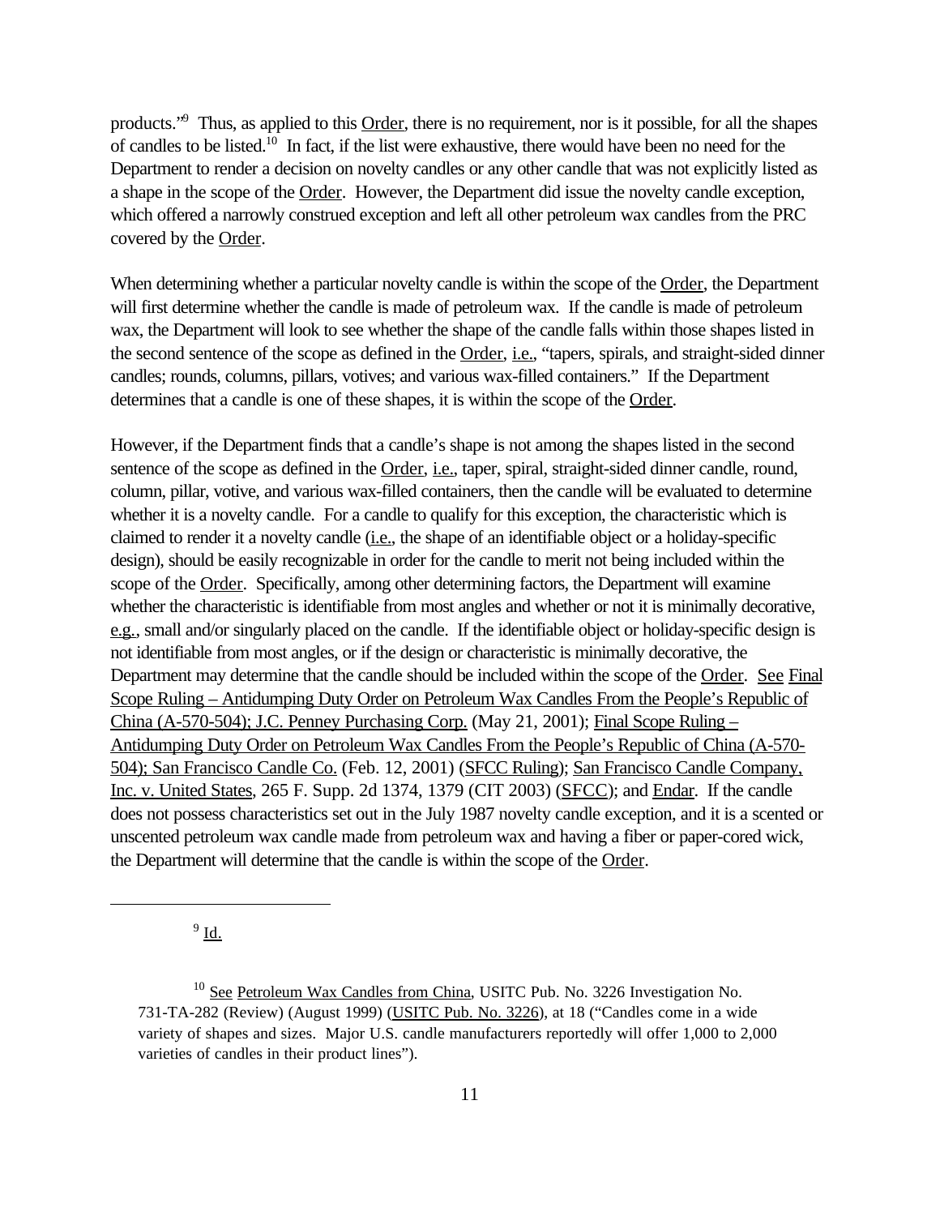products."[9] Thus, as applied to this Order, there is no requirement, nor is it possible, for all the shapes of candles to be listed.[10] In fact, if the list were exhaustive, there would have been no need for the Department to render a decision on novelty candles or any other candle that was not explicitly listed as a shape in the scope of the Order. However, the Department did issue the novelty candle exception, which offered a narrowly construed exception and left all other petroleum wax candles from the PRC covered by the Order.

When determining whether a particular novelty candle is within the scope of the Order, the Department will first determine whether the candle is made of petroleum wax. If the candle is made of petroleum wax, the Department will look to see whether the shape of the candle falls within those shapes listed in the second sentence of the scope as defined in the Order, i.e., "tapers, spirals, and straight-sided dinner candles; rounds, columns, pillars, votives; and various wax-filled containers." If the Department determines that a candle is one of these shapes, it is within the scope of the Order.

However, if the Department finds that a candle's shape is not among the shapes listed in the second sentence of the scope as defined in the Order, i.e., taper, spiral, straight-sided dinner candle, round, column, pillar, votive, and various wax-filled containers, then the candle will be evaluated to determine whether it is a novelty candle. For a candle to qualify for this exception, the characteristic which is claimed to render it a novelty candle (i.e., the shape of an identifiable object or a holiday-specific design), should be easily recognizable in order for the candle to merit not being included within the scope of the Order. Specifically, among other determining factors, the Department will examine whether the characteristic is identifiable from most angles and whether or not it is minimally decorative, e.g., small and/or singularly placed on the candle. If the identifiable object or holiday-specific design is not identifiable from most angles, or if the design or characteristic is minimally decorative, the Department may determine that the candle should be included within the scope of the Order. See Final Scope Ruling – Antidumping Duty Order on Petroleum Wax Candles From the People's Republic of China (A-570-504); J.C. Penney Purchasing Corp. (May 21, 2001); Final Scope Ruling – Antidumping Duty Order on Petroleum Wax Candles From the People's Republic of China (A-570-504); San Francisco Candle Co. (Feb. 12, 2001) (SFCC Ruling); San Francisco Candle Company, Inc. v. United States, 265 F. Supp. 2d 1374, 1379 (CIT 2003) (SFCC); and Endar. If the candle does not possess characteristics set out in the July 1987 novelty candle exception, and it is a scented or unscented petroleum wax candle made from petroleum wax and having a fiber or paper-cored wick, the Department will determine that the candle is within the scope of the Order.

---

[9] Id.

[10] See Petroleum Wax Candles from China, USITC Pub. No. 3226 Investigation No. 731-TA-282 (Review) (August 1999) (USITC Pub. No. 3226), at 18 ("Candles come in a wide variety of shapes and sizes. Major U.S. candle manufacturers reportedly will offer 1,000 to 2,000 varieties of candles in their product lines").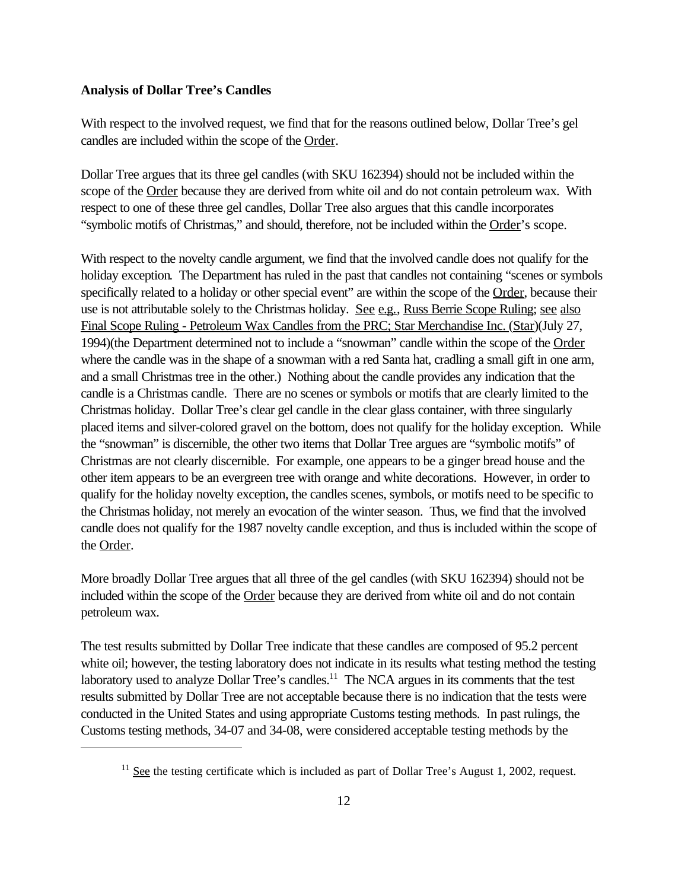**Analysis of Dollar Tree's Candles**

With respect to the involved request, we find that for the reasons outlined below, Dollar Tree's gel candles are included within the scope of the Order.

Dollar Tree argues that its three gel candles (with SKU 162394) should not be included within the scope of the Order because they are derived from white oil and do not contain petroleum wax. With respect to one of these three gel candles, Dollar Tree also argues that this candle incorporates "symbolic motifs of Christmas," and should, therefore, not be included within the Order's scope.

With respect to the novelty candle argument, we find that the involved candle does not qualify for the holiday exception. The Department has ruled in the past that candles not containing "scenes or symbols specifically related to a holiday or other special event" are within the scope of the Order, because their use is not attributable solely to the Christmas holiday. See e.g., Russ Berrie Scope Ruling; see also Final Scope Ruling - Petroleum Wax Candles from the PRC; Star Merchandise Inc. (Star)(July 27, 1994)(the Department determined not to include a "snowman" candle within the scope of the Order where the candle was in the shape of a snowman with a red Santa hat, cradling a small gift in one arm, and a small Christmas tree in the other.) Nothing about the candle provides any indication that the candle is a Christmas candle. There are no scenes or symbols or motifs that are clearly limited to the Christmas holiday. Dollar Tree's clear gel candle in the clear glass container, with three singularly placed items and silver-colored gravel on the bottom, does not qualify for the holiday exception. While the "snowman" is discernible, the other two items that Dollar Tree argues are "symbolic motifs" of Christmas are not clearly discernible. For example, one appears to be a ginger bread house and the other item appears to be an evergreen tree with orange and white decorations. However, in order to qualify for the holiday novelty exception, the candles scenes, symbols, or motifs need to be specific to the Christmas holiday, not merely an evocation of the winter season. Thus, we find that the involved candle does not qualify for the 1987 novelty candle exception, and thus is included within the scope of the Order.

More broadly Dollar Tree argues that all three of the gel candles (with SKU 162394) should not be included within the scope of the Order because they are derived from white oil and do not contain petroleum wax.

The test results submitted by Dollar Tree indicate that these candles are composed of 95.2 percent white oil; however, the testing laboratory does not indicate in its results what testing method the testing laboratory used to analyze Dollar Tree's candles.[11] The NCA argues in its comments that the test results submitted by Dollar Tree are not acceptable because there is no indication that the tests were conducted in the United States and using appropriate Customs testing methods. In past rulings, the Customs testing methods, 34-07 and 34-08, were considered acceptable testing methods by the

---

[11] See the testing certificate which is included as part of Dollar Tree's August 1, 2002, request.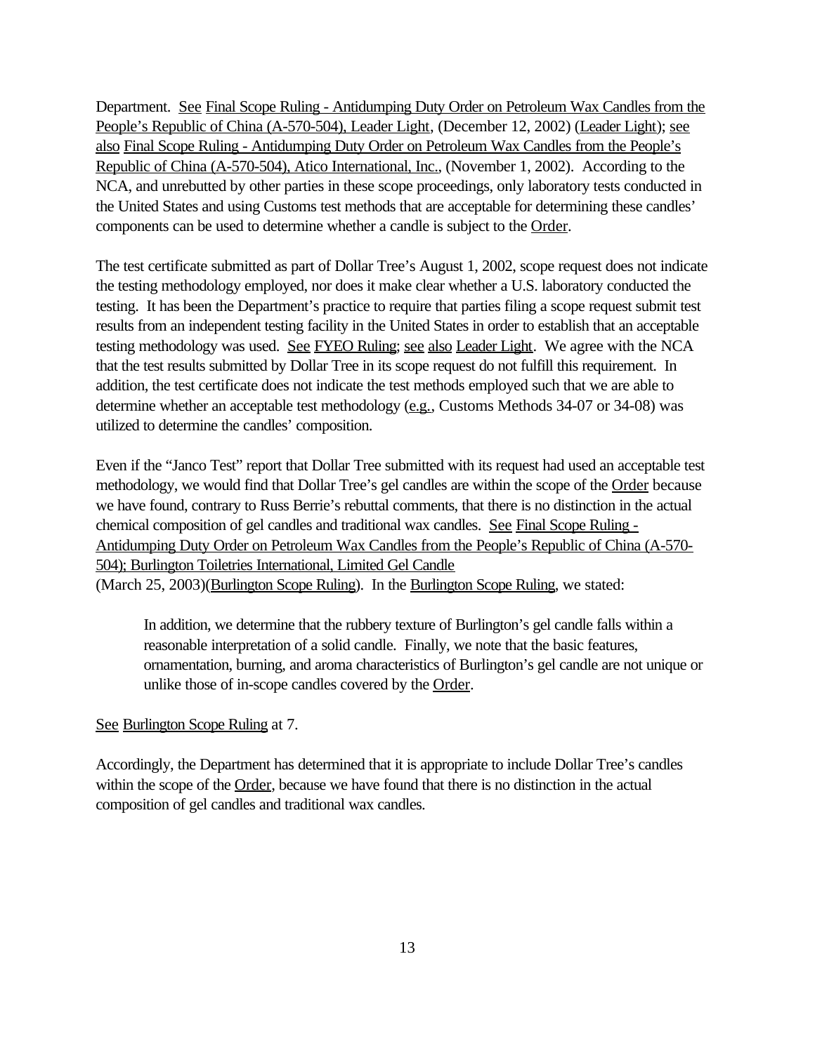Department. See Final Scope Ruling - Antidumping Duty Order on Petroleum Wax Candles from the People's Republic of China (A-570-504), Leader Light, (December 12, 2002) (Leader Light); see also Final Scope Ruling - Antidumping Duty Order on Petroleum Wax Candles from the People's Republic of China (A-570-504), Atico International, Inc., (November 1, 2002). According to the NCA, and unrebutted by other parties in these scope proceedings, only laboratory tests conducted in the United States and using Customs test methods that are acceptable for determining these candles' components can be used to determine whether a candle is subject to the Order.

The test certificate submitted as part of Dollar Tree's August 1, 2002, scope request does not indicate the testing methodology employed, nor does it make clear whether a U.S. laboratory conducted the testing. It has been the Department's practice to require that parties filing a scope request submit test results from an independent testing facility in the United States in order to establish that an acceptable testing methodology was used. See FYEO Ruling; see also Leader Light. We agree with the NCA that the test results submitted by Dollar Tree in its scope request do not fulfill this requirement. In addition, the test certificate does not indicate the test methods employed such that we are able to determine whether an acceptable test methodology (e.g., Customs Methods 34-07 or 34-08) was utilized to determine the candles' composition.

Even if the "Janco Test" report that Dollar Tree submitted with its request had used an acceptable test methodology, we would find that Dollar Tree's gel candles are within the scope of the Order because we have found, contrary to Russ Berrie's rebuttal comments, that there is no distinction in the actual chemical composition of gel candles and traditional wax candles. See Final Scope Ruling - Antidumping Duty Order on Petroleum Wax Candles from the People's Republic of China (A-570-504); Burlington Toiletries International, Limited Gel Candle (March 25, 2003)(Burlington Scope Ruling). In the Burlington Scope Ruling, we stated:

> In addition, we determine that the rubbery texture of Burlington's gel candle falls within a reasonable interpretation of a solid candle. Finally, we note that the basic features, ornamentation, burning, and aroma characteristics of Burlington's gel candle are not unique or unlike those of in-scope candles covered by the Order.

See Burlington Scope Ruling at 7.

Accordingly, the Department has determined that it is appropriate to include Dollar Tree's candles within the scope of the Order, because we have found that there is no distinction in the actual composition of gel candles and traditional wax candles.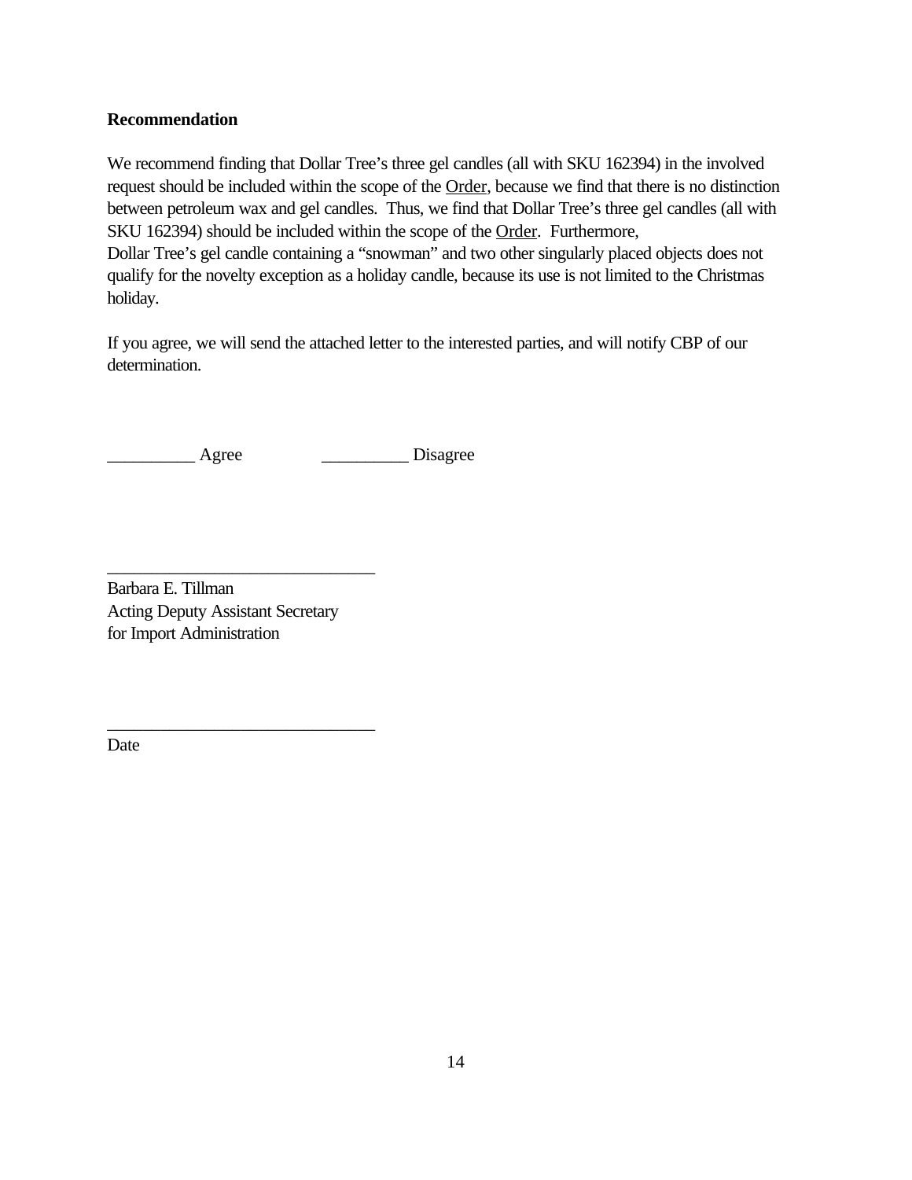**Recommendation**

We recommend finding that Dollar Tree's three gel candles (all with SKU 162394) in the involved request should be included within the scope of the Order, because we find that there is no distinction between petroleum wax and gel candles. Thus, we find that Dollar Tree's three gel candles (all with SKU 162394) should be included within the scope of the Order. Furthermore, Dollar Tree's gel candle containing a "snowman" and two other singularly placed objects does not qualify for the novelty exception as a holiday candle, because its use is not limited to the Christmas holiday.

If you agree, we will send the attached letter to the interested parties, and will notify CBP of our determination.

__________ Agree __________ Disagree

______________________________
Barbara E. Tillman
Acting Deputy Assistant Secretary
for Import Administration

______________________________
Date